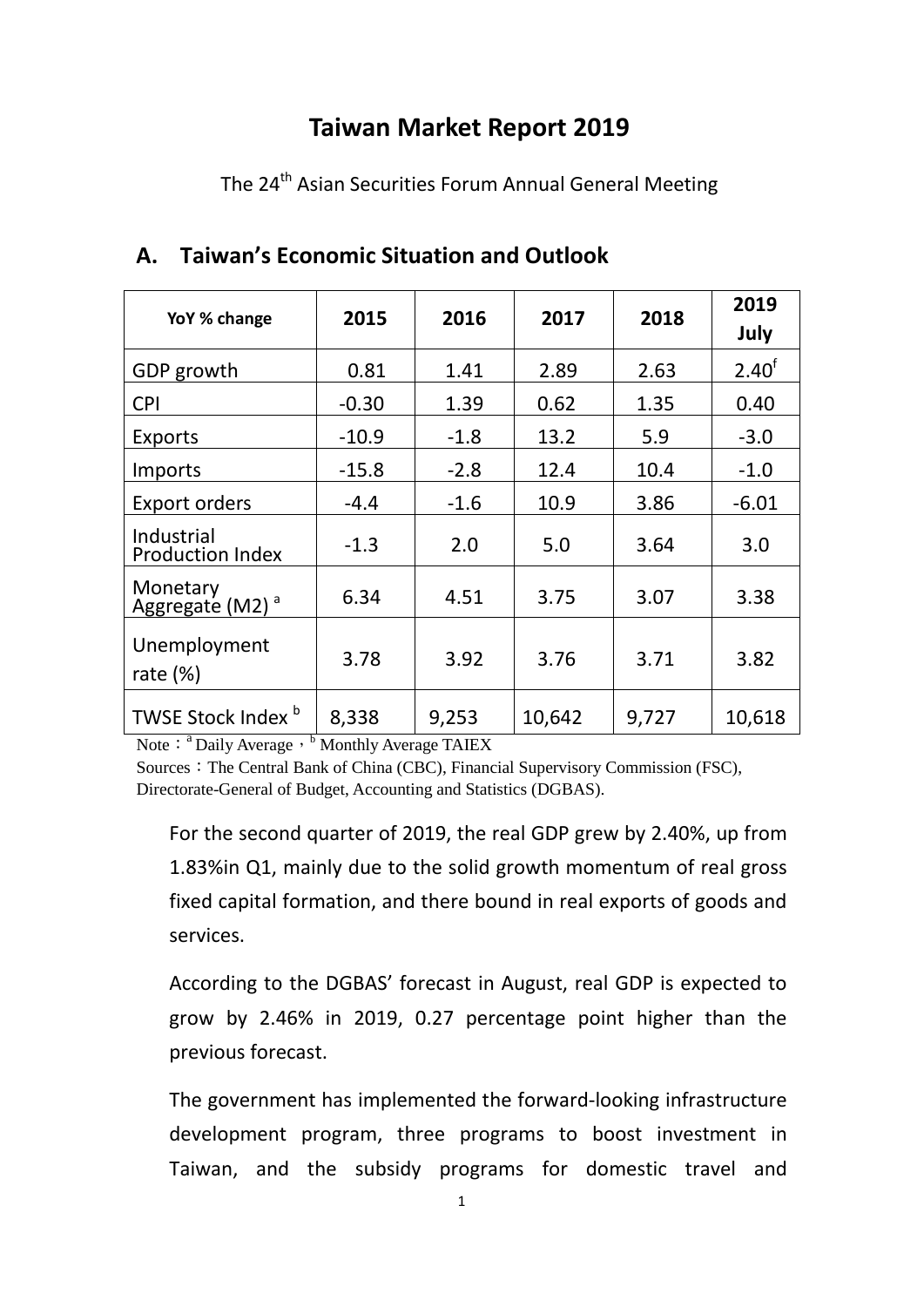# Taiwan Market Report 2019

The 24th Asian Securities Forum Annual General Meeting

## A. Taiwan's Economic Situation and Outlook

| YoY % change | 2015 | 2016 | 2017 | 2018 | 2019 July |
|---|---|---|---|---|---|
| GDP growth | 0.81 | 1.41 | 2.89 | 2.63 | 2.40[f] |
| CPI | -0.30 | 1.39 | 0.62 | 1.35 | 0.40 |
| Exports | -10.9 | -1.8 | 13.2 | 5.9 | -3.0 |
| Imports | -15.8 | -2.8 | 12.4 | 10.4 | -1.0 |
| Export orders | -4.4 | -1.6 | 10.9 | 3.86 | -6.01 |
| Industrial Production Index | -1.3 | 2.0 | 5.0 | 3.64 | 3.0 |
| Monetary Aggregate (M2) [a] | 6.34 | 4.51 | 3.75 | 3.07 | 3.38 |
| Unemployment rate (%) | 3.78 | 3.92 | 3.76 | 3.71 | 3.82 |
| TWSE Stock Index [b] | 8,338 | 9,253 | 10,642 | 9,727 | 10,618 |

Note：[a] Daily Average，[b] Monthly Average TAIEX

Sources：The Central Bank of China (CBC), Financial Supervisory Commission (FSC), Directorate-General of Budget, Accounting and Statistics (DGBAS).

For the second quarter of 2019, the real GDP grew by 2.40%, up from 1.83%in Q1, mainly due to the solid growth momentum of real gross fixed capital formation, and there bound in real exports of goods and services.

According to the DGBAS' forecast in August, real GDP is expected to grow by 2.46% in 2019, 0.27 percentage point higher than the previous forecast.

The government has implemented the forward-looking infrastructure development program, three programs to boost investment in Taiwan, and the subsidy programs for domestic travel and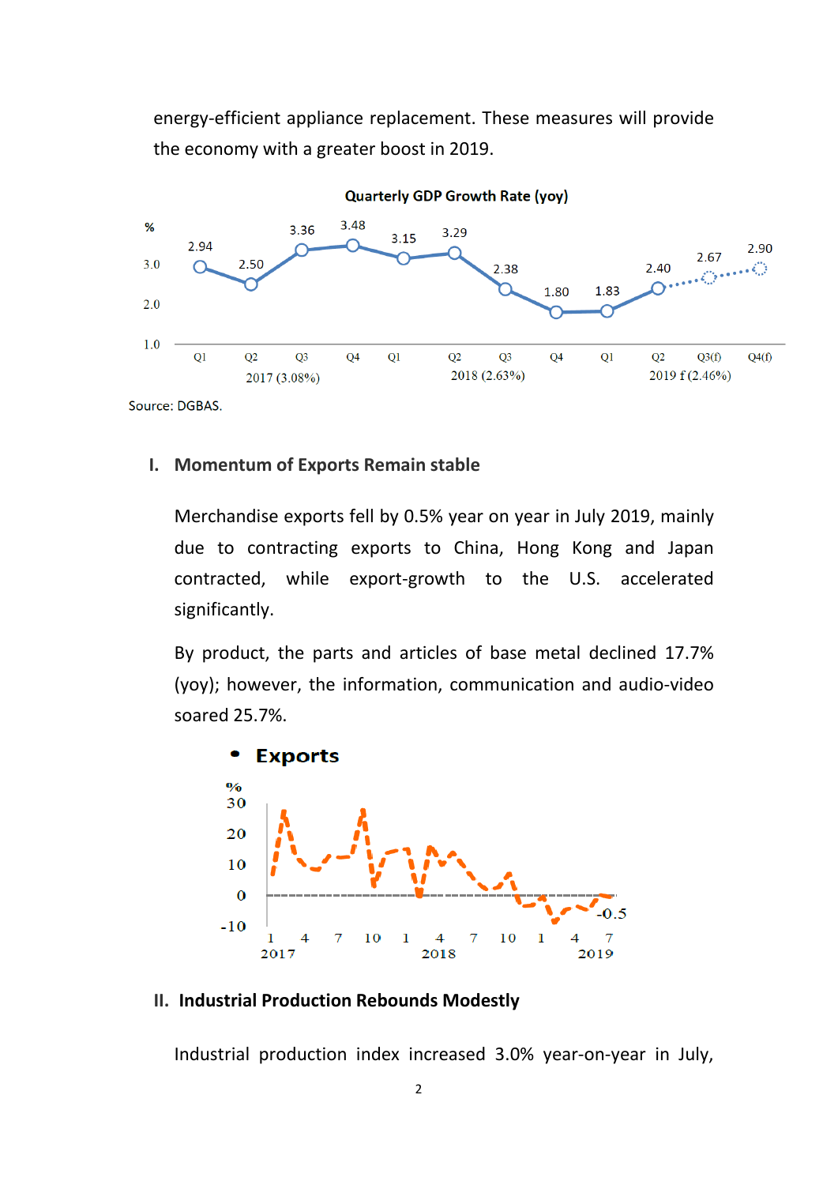energy-efficient appliance replacement. These measures will provide the economy with a greater boost in 2019.

Quarterly GDP Growth Rate (yoy)

Source: DGBAS.

## I. Momentum of Exports Remain stable

Merchandise exports fell by 0.5% year on year in July 2019, mainly due to contracting exports to China, Hong Kong and Japan contracted, while export-growth to the U.S. accelerated significantly.

By product, the parts and articles of base metal declined 17.7% (yoy); however, the information, communication and audio-video soared 25.7%.

- **Exports**

## II. Industrial Production Rebounds Modestly

Industrial production index increased 3.0% year-on-year in July,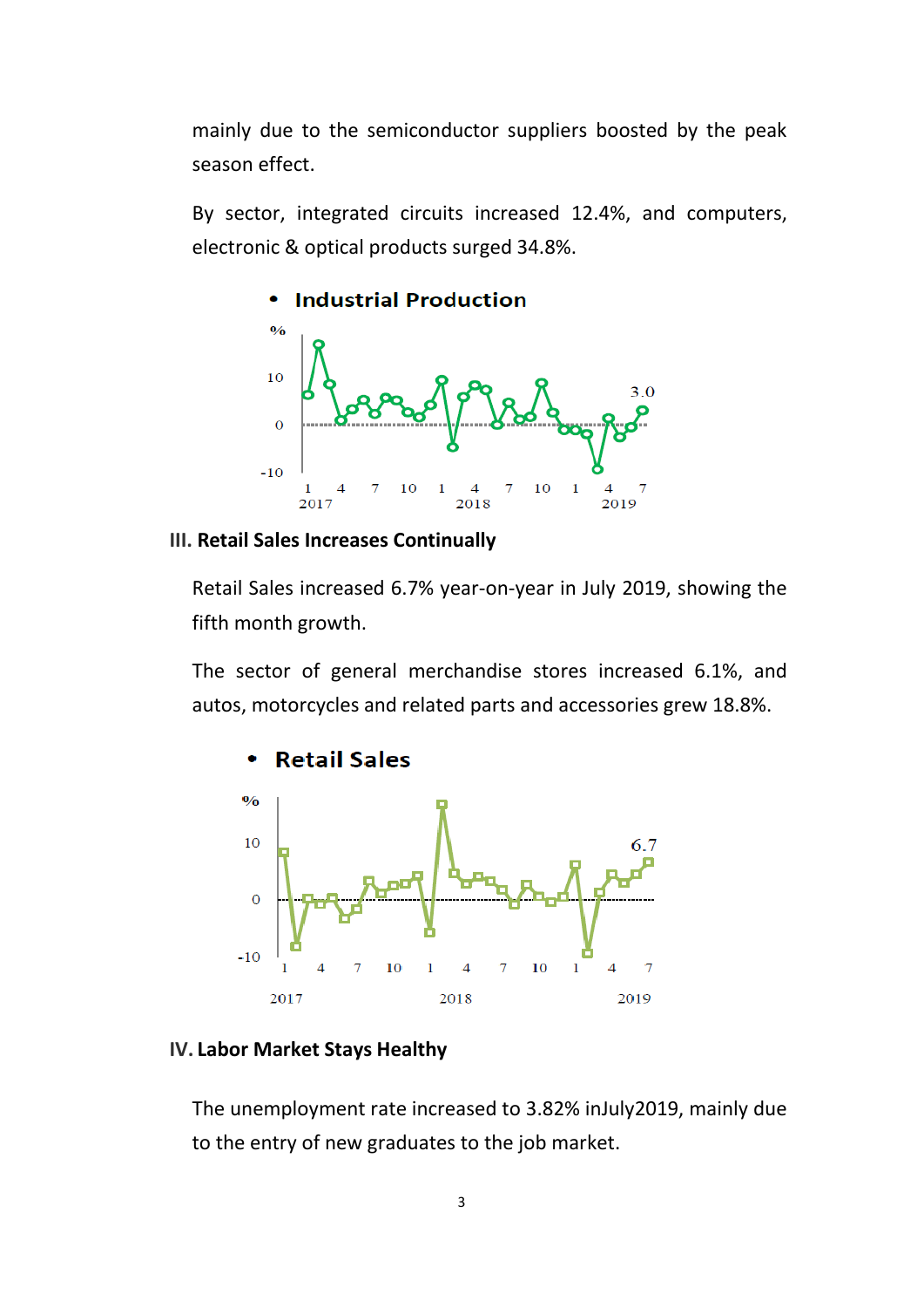mainly due to the semiconductor suppliers boosted by the peak season effect.

By sector, integrated circuits increased 12.4%, and computers, electronic & optical products surged 34.8%.

- **Industrial Production**

### III. Retail Sales Increases Continually

Retail Sales increased 6.7% year-on-year in July 2019, showing the fifth month growth.

The sector of general merchandise stores increased 6.1%, and autos, motorcycles and related parts and accessories grew 18.8%.

- **Retail Sales**

### IV. Labor Market Stays Healthy

The unemployment rate increased to 3.82% inJuly2019, mainly due to the entry of new graduates to the job market.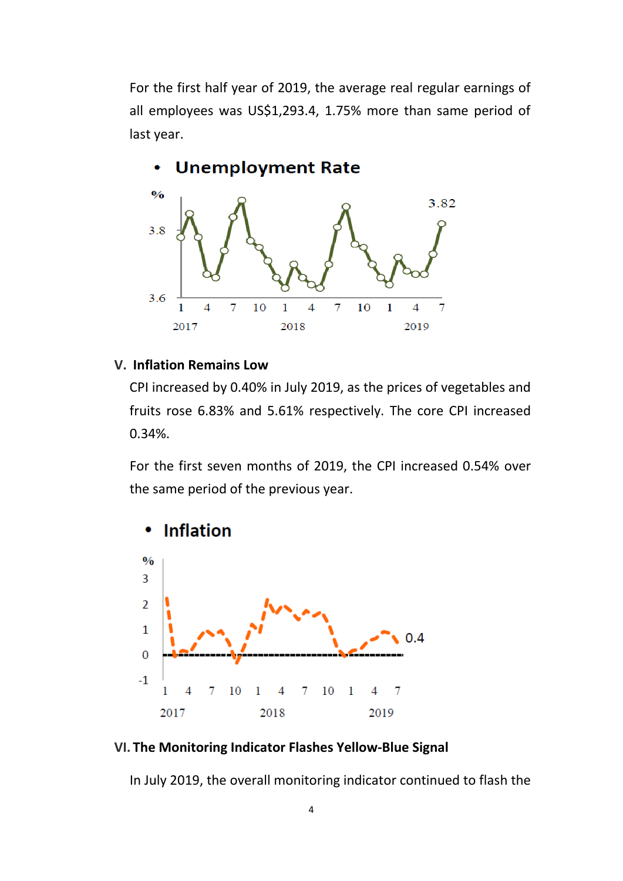For the first half year of 2019, the average real regular earnings of all employees was US$1,293.4, 1.75% more than same period of last year.

- **Unemployment Rate**

- **V. Inflation Remains Low**

CPI increased by 0.40% in July 2019, as the prices of vegetables and fruits rose 6.83% and 5.61% respectively. The core CPI increased 0.34%.

For the first seven months of 2019, the CPI increased 0.54% over the same period of the previous year.

- **Inflation**

## VI. The Monitoring Indicator Flashes Yellow-Blue Signal

In July 2019, the overall monitoring indicator continued to flash the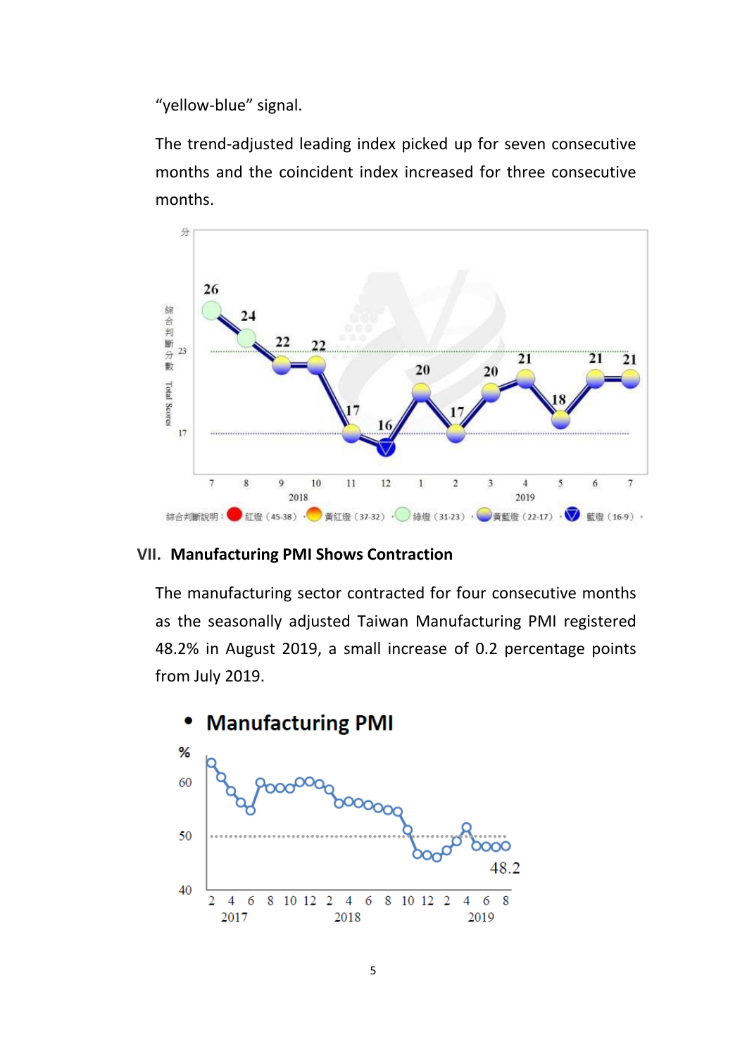"yellow-blue" signal.

The trend-adjusted leading index picked up for seven consecutive months and the coincident index increased for three consecutive months.

## VII. Manufacturing PMI Shows Contraction

The manufacturing sector contracted for four consecutive months as the seasonally adjusted Taiwan Manufacturing PMI registered 48.2% in August 2019, a small increase of 0.2 percentage points from July 2019.

- **Manufacturing PMI**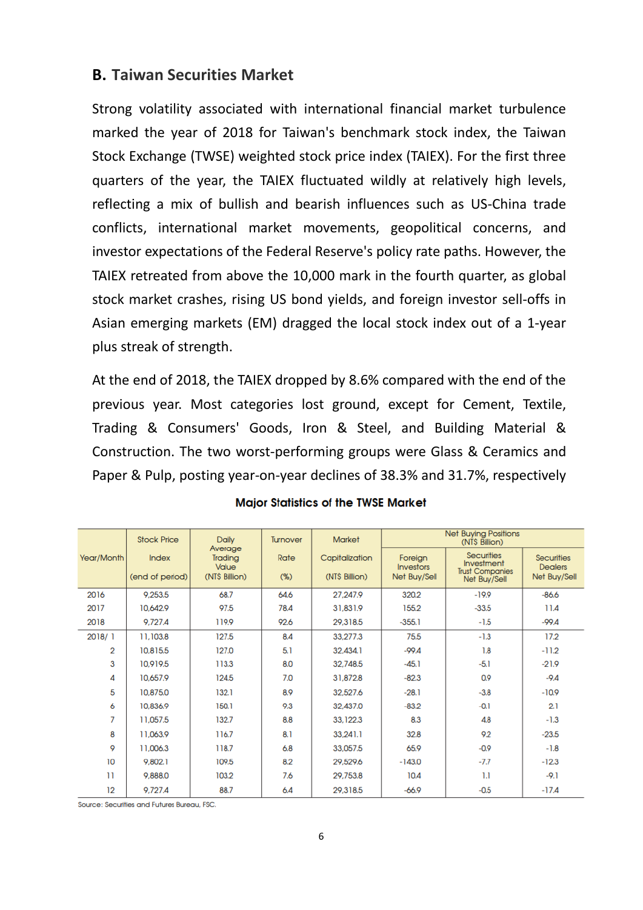## B. Taiwan Securities Market

Strong volatility associated with international financial market turbulence marked the year of 2018 for Taiwan's benchmark stock index, the Taiwan Stock Exchange (TWSE) weighted stock price index (TAIEX). For the first three quarters of the year, the TAIEX fluctuated wildly at relatively high levels, reflecting a mix of bullish and bearish influences such as US-China trade conflicts, international market movements, geopolitical concerns, and investor expectations of the Federal Reserve's policy rate paths. However, the TAIEX retreated from above the 10,000 mark in the fourth quarter, as global stock market crashes, rising US bond yields, and foreign investor sell-offs in Asian emerging markets (EM) dragged the local stock index out of a 1-year plus streak of strength.

At the end of 2018, the TAIEX dropped by 8.6% compared with the end of the previous year. Most categories lost ground, except for Cement, Textile, Trading & Consumers' Goods, Iron & Steel, and Building Material & Construction. The two worst-performing groups were Glass & Ceramics and Paper & Pulp, posting year-on-year declines of 38.3% and 31.7%, respectively

**Major Statistics of the TWSE Market**

| Year/Month | Stock Price Index (end of period) | Daily Average Trading Value (NT$ Billion) | Turnover Rate (%) | Market Capitalization (NT$ Billion) | Net Buying Positions (NT$ Billion) | | |
|---|---|---|---|---|---|---|---|
| | | | | | Foreign Investors Net Buy/Sell | Securities Investment Trust Companies Net Buy/Sell | Securities Dealers Net Buy/Sell |
| 2016 | 9,253.5 | 68.7 | 64.6 | 27,247.9 | 320.2 | -19.9 | -86.6 |
| 2017 | 10,642.9 | 97.5 | 78.4 | 31,831.9 | 155.2 | -33.5 | 11.4 |
| 2018 | 9,727.4 | 119.9 | 92.6 | 29,318.5 | -355.1 | -1.5 | -99.4 |
| 2018/ 1 | 11,103.8 | 127.5 | 8.4 | 33,277.3 | 75.5 | -1.3 | 17.2 |
| 2 | 10,815.5 | 127.0 | 5.1 | 32,434.1 | -99.4 | 1.8 | -11.2 |
| 3 | 10,919.5 | 113.3 | 8.0 | 32,748.5 | -45.1 | -5.1 | -21.9 |
| 4 | 10,657.9 | 124.5 | 7.0 | 31,872.8 | -82.3 | 0.9 | -9.4 |
| 5 | 10,875.0 | 132.1 | 8.9 | 32,527.6 | -28.1 | -3.8 | -10.9 |
| 6 | 10,836.9 | 150.1 | 9.3 | 32,437.0 | -83.2 | -0.1 | 2.1 |
| 7 | 11,057.5 | 132.7 | 8.8 | 33,122.3 | 8.3 | 4.8 | -1.3 |
| 8 | 11,063.9 | 116.7 | 8.1 | 33,241.1 | 32.8 | 9.2 | -23.5 |
| 9 | 11,006.3 | 118.7 | 6.8 | 33,057.5 | 65.9 | -0.9 | -1.8 |
| 10 | 9,802.1 | 109.5 | 8.2 | 29,529.6 | -143.0 | -7.7 | -12.3 |
| 11 | 9,888.0 | 103.2 | 7.6 | 29,753.8 | 10.4 | 1.1 | -9.1 |
| 12 | 9,727.4 | 88.7 | 6.4 | 29,318.5 | -66.9 | -0.5 | -17.4 |

Source: Securities and Futures Bureau, FSC.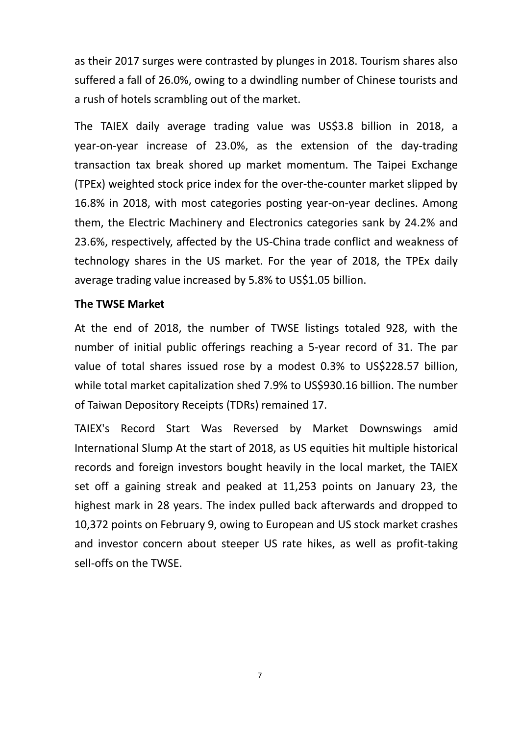as their 2017 surges were contrasted by plunges in 2018. Tourism shares also suffered a fall of 26.0%, owing to a dwindling number of Chinese tourists and a rush of hotels scrambling out of the market.

The TAIEX daily average trading value was US$3.8 billion in 2018, a year-on-year increase of 23.0%, as the extension of the day-trading transaction tax break shored up market momentum. The Taipei Exchange (TPEx) weighted stock price index for the over-the-counter market slipped by 16.8% in 2018, with most categories posting year-on-year declines. Among them, the Electric Machinery and Electronics categories sank by 24.2% and 23.6%, respectively, affected by the US-China trade conflict and weakness of technology shares in the US market. For the year of 2018, the TPEx daily average trading value increased by 5.8% to US$1.05 billion.

**The TWSE Market**

At the end of 2018, the number of TWSE listings totaled 928, with the number of initial public offerings reaching a 5-year record of 31. The par value of total shares issued rose by a modest 0.3% to US$228.57 billion, while total market capitalization shed 7.9% to US$930.16 billion. The number of Taiwan Depository Receipts (TDRs) remained 17.

TAIEX's Record Start Was Reversed by Market Downswings amid International Slump At the start of 2018, as US equities hit multiple historical records and foreign investors bought heavily in the local market, the TAIEX set off a gaining streak and peaked at 11,253 points on January 23, the highest mark in 28 years. The index pulled back afterwards and dropped to 10,372 points on February 9, owing to European and US stock market crashes and investor concern about steeper US rate hikes, as well as profit-taking sell-offs on the TWSE.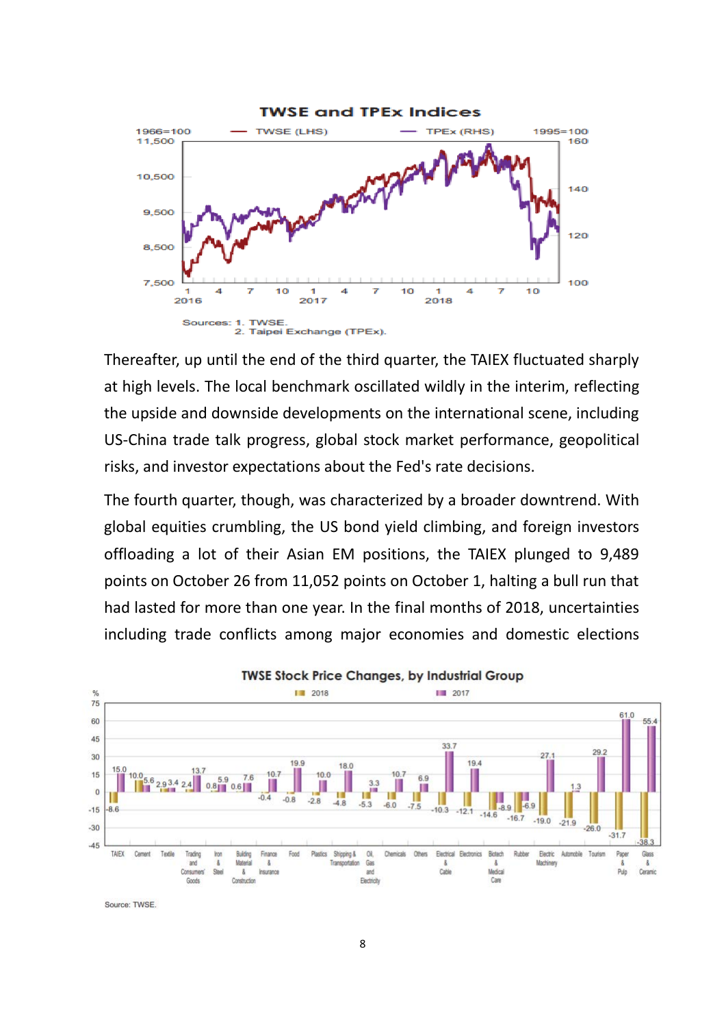**TWSE and TPEx Indices**

Sources: 1. TWSE.
2. Taipei Exchange (TPEx).

Thereafter, up until the end of the third quarter, the TAIEX fluctuated sharply at high levels. The local benchmark oscillated wildly in the interim, reflecting the upside and downside developments on the international scene, including US-China trade talk progress, global stock market performance, geopolitical risks, and investor expectations about the Fed's rate decisions.

The fourth quarter, though, was characterized by a broader downtrend. With global equities crumbling, the US bond yield climbing, and foreign investors offloading a lot of their Asian EM positions, the TAIEX plunged to 9,489 points on October 26 from 11,052 points on October 1, halting a bull run that had lasted for more than one year. In the final months of 2018, uncertainties including trade conflicts among major economies and domestic elections

**TWSE Stock Price Changes, by Industrial Group**

Source: TWSE.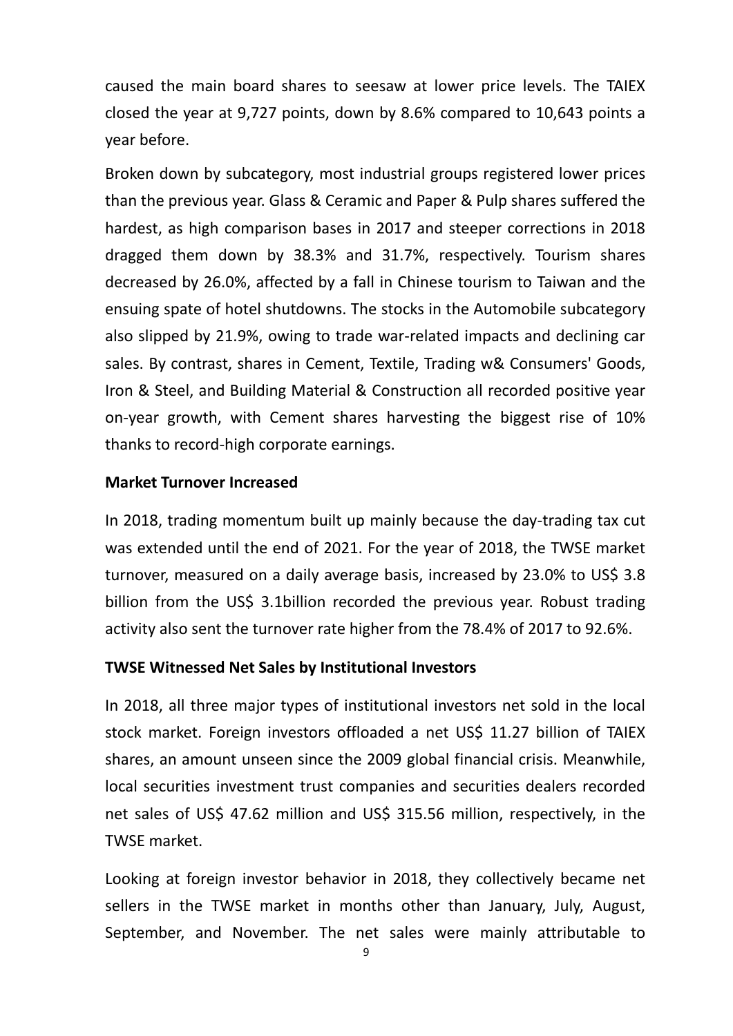caused the main board shares to seesaw at lower price levels. The TAIEX closed the year at 9,727 points, down by 8.6% compared to 10,643 points a year before.

Broken down by subcategory, most industrial groups registered lower prices than the previous year. Glass & Ceramic and Paper & Pulp shares suffered the hardest, as high comparison bases in 2017 and steeper corrections in 2018 dragged them down by 38.3% and 31.7%, respectively. Tourism shares decreased by 26.0%, affected by a fall in Chinese tourism to Taiwan and the ensuing spate of hotel shutdowns. The stocks in the Automobile subcategory also slipped by 21.9%, owing to trade war-related impacts and declining car sales. By contrast, shares in Cement, Textile, Trading w& Consumers' Goods, Iron & Steel, and Building Material & Construction all recorded positive year on-year growth, with Cement shares harvesting the biggest rise of 10% thanks to record-high corporate earnings.

**Market Turnover Increased**

In 2018, trading momentum built up mainly because the day-trading tax cut was extended until the end of 2021. For the year of 2018, the TWSE market turnover, measured on a daily average basis, increased by 23.0% to US$ 3.8 billion from the US$ 3.1billion recorded the previous year. Robust trading activity also sent the turnover rate higher from the 78.4% of 2017 to 92.6%.

**TWSE Witnessed Net Sales by Institutional Investors**

In 2018, all three major types of institutional investors net sold in the local stock market. Foreign investors offloaded a net US$ 11.27 billion of TAIEX shares, an amount unseen since the 2009 global financial crisis. Meanwhile, local securities investment trust companies and securities dealers recorded net sales of US$ 47.62 million and US$ 315.56 million, respectively, in the TWSE market.

Looking at foreign investor behavior in 2018, they collectively became net sellers in the TWSE market in months other than January, July, August, September, and November. The net sales were mainly attributable to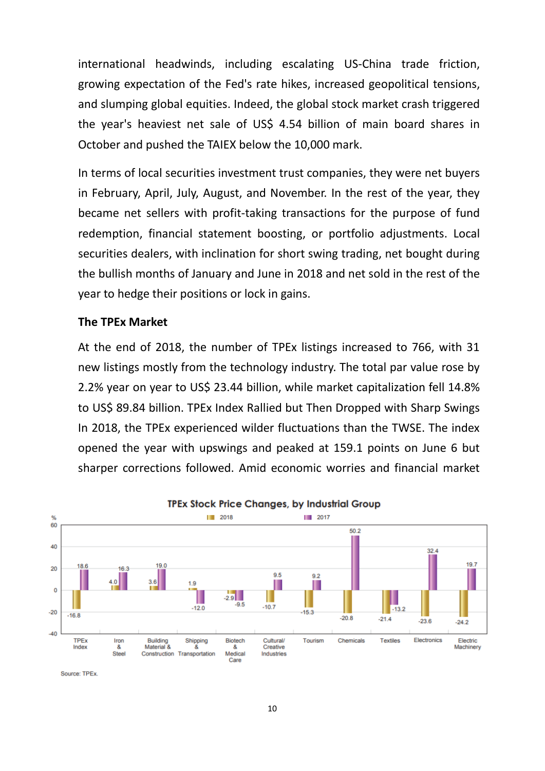international headwinds, including escalating US-China trade friction, growing expectation of the Fed's rate hikes, increased geopolitical tensions, and slumping global equities. Indeed, the global stock market crash triggered the year's heaviest net sale of US$ 4.54 billion of main board shares in October and pushed the TAIEX below the 10,000 mark.

In terms of local securities investment trust companies, they were net buyers in February, April, July, August, and November. In the rest of the year, they became net sellers with profit-taking transactions for the purpose of fund redemption, financial statement boosting, or portfolio adjustments. Local securities dealers, with inclination for short swing trading, net bought during the bullish months of January and June in 2018 and net sold in the rest of the year to hedge their positions or lock in gains.

**The TPEx Market**

At the end of 2018, the number of TPEx listings increased to 766, with 31 new listings mostly from the technology industry. The total par value rose by 2.2% year on year to US$ 23.44 billion, while market capitalization fell 14.8% to US$ 89.84 billion. TPEx Index Rallied but Then Dropped with Sharp Swings In 2018, the TPEx experienced wilder fluctuations than the TWSE. The index opened the year with upswings and peaked at 159.1 points on June 6 but sharper corrections followed. Amid economic worries and financial market

**TPEx Stock Price Changes, by Industrial Group**

| Industrial Group (%) | 2018 | 2017 |
|---|---|---|
| TPEx Index | -16.8 | 18.6 |
| Iron & Steel | 4.0 | 16.3 |
| Building Material & Construction | 3.6 | 19.0 |
| Shipping & Transportation | 1.9 | -12.0 |
| Biotech & Medical Care | -2.9 | -9.5 |
| Cultural/ Creative Industries | -10.7 | 9.5 |
| Tourism | -15.3 | 9.2 |
| Chemicals | -20.8 | 50.2 |
| Textiles | -21.4 | -13.2 |
| Electronics | -23.6 | 32.4 |
| Electric Machinery | -24.2 | 19.7 |

Source: TPEx.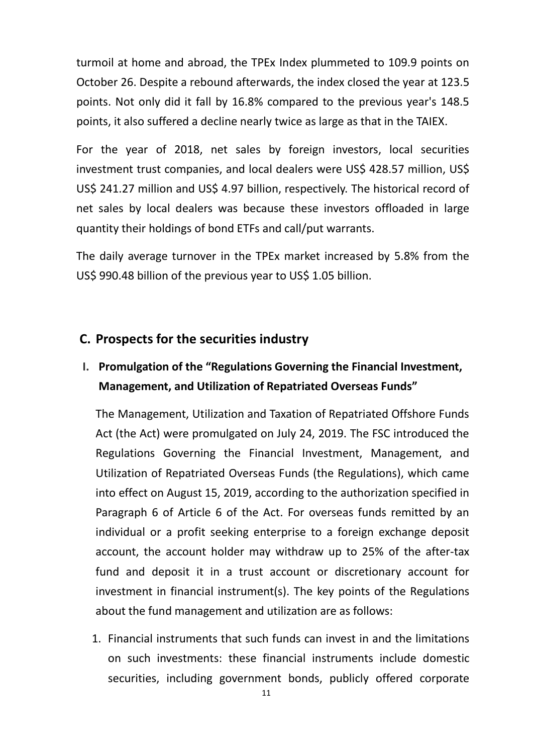turmoil at home and abroad, the TPEx Index plummeted to 109.9 points on October 26. Despite a rebound afterwards, the index closed the year at 123.5 points. Not only did it fall by 16.8% compared to the previous year's 148.5 points, it also suffered a decline nearly twice as large as that in the TAIEX.

For the year of 2018, net sales by foreign investors, local securities investment trust companies, and local dealers were US$ 428.57 million, US$ US$ 241.27 million and US$ 4.97 billion, respectively. The historical record of net sales by local dealers was because these investors offloaded in large quantity their holdings of bond ETFs and call/put warrants.

The daily average turnover in the TPEx market increased by 5.8% from the US$ 990.48 billion of the previous year to US$ 1.05 billion.

## C. Prospects for the securities industry

### I. Promulgation of the "Regulations Governing the Financial Investment, Management, and Utilization of Repatriated Overseas Funds"

The Management, Utilization and Taxation of Repatriated Offshore Funds Act (the Act) were promulgated on July 24, 2019. The FSC introduced the Regulations Governing the Financial Investment, Management, and Utilization of Repatriated Overseas Funds (the Regulations), which came into effect on August 15, 2019, according to the authorization specified in Paragraph 6 of Article 6 of the Act. For overseas funds remitted by an individual or a profit seeking enterprise to a foreign exchange deposit account, the account holder may withdraw up to 25% of the after-tax fund and deposit it in a trust account or discretionary account for investment in financial instrument(s). The key points of the Regulations about the fund management and utilization are as follows:

1. Financial instruments that such funds can invest in and the limitations on such investments: these financial instruments include domestic securities, including government bonds, publicly offered corporate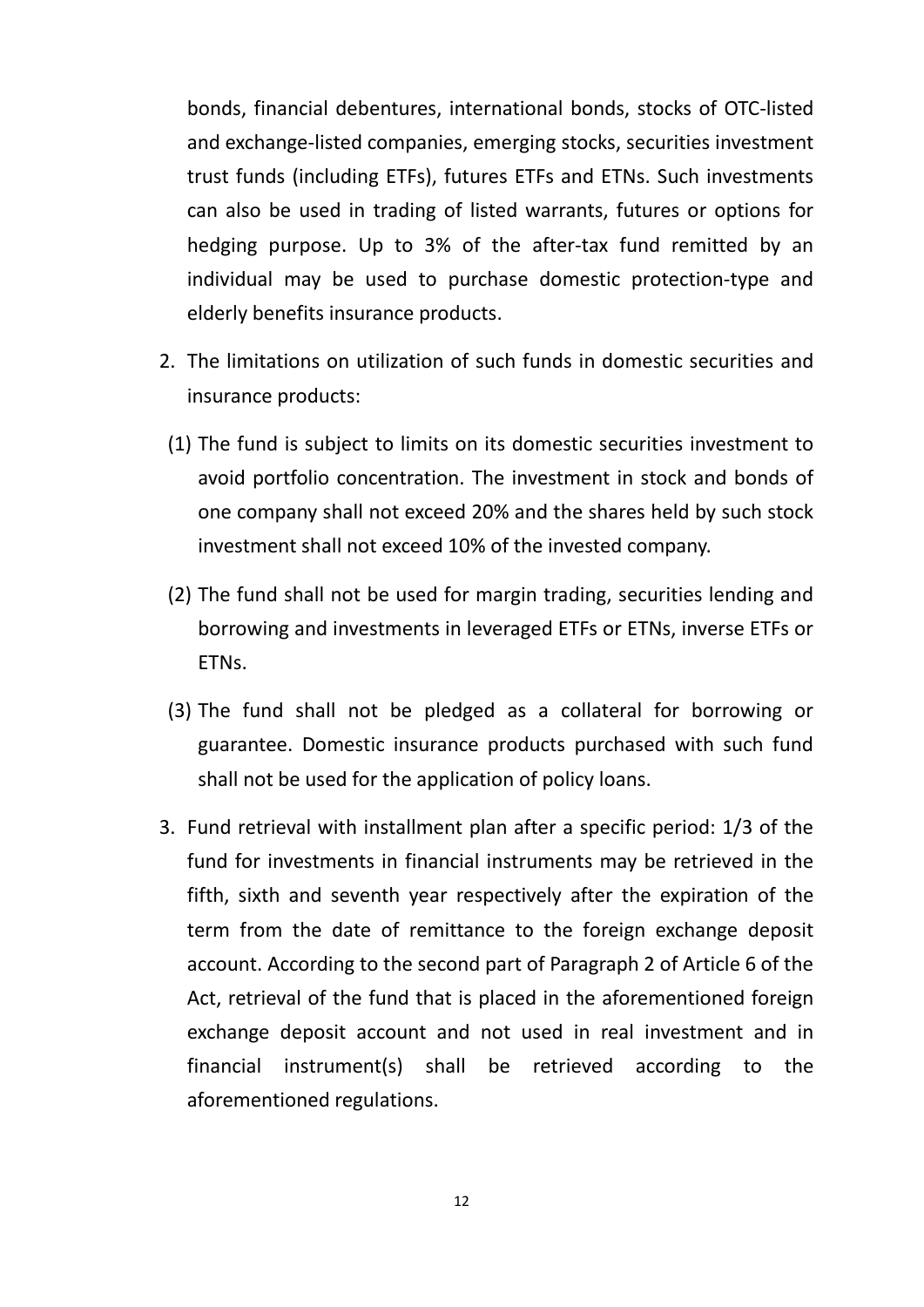bonds, financial debentures, international bonds, stocks of OTC-listed and exchange-listed companies, emerging stocks, securities investment trust funds (including ETFs), futures ETFs and ETNs. Such investments can also be used in trading of listed warrants, futures or options for hedging purpose. Up to 3% of the after-tax fund remitted by an individual may be used to purchase domestic protection-type and elderly benefits insurance products.

2. The limitations on utilization of such funds in domestic securities and insurance products:

   (1) The fund is subject to limits on its domestic securities investment to avoid portfolio concentration. The investment in stock and bonds of one company shall not exceed 20% and the shares held by such stock investment shall not exceed 10% of the invested company.

   (2) The fund shall not be used for margin trading, securities lending and borrowing and investments in leveraged ETFs or ETNs, inverse ETFs or ETNs.

   (3) The fund shall not be pledged as a collateral for borrowing or guarantee. Domestic insurance products purchased with such fund shall not be used for the application of policy loans.

3. Fund retrieval with installment plan after a specific period: 1/3 of the fund for investments in financial instruments may be retrieved in the fifth, sixth and seventh year respectively after the expiration of the term from the date of remittance to the foreign exchange deposit account. According to the second part of Paragraph 2 of Article 6 of the Act, retrieval of the fund that is placed in the aforementioned foreign exchange deposit account and not used in real investment and in financial instrument(s) shall be retrieved according to the aforementioned regulations.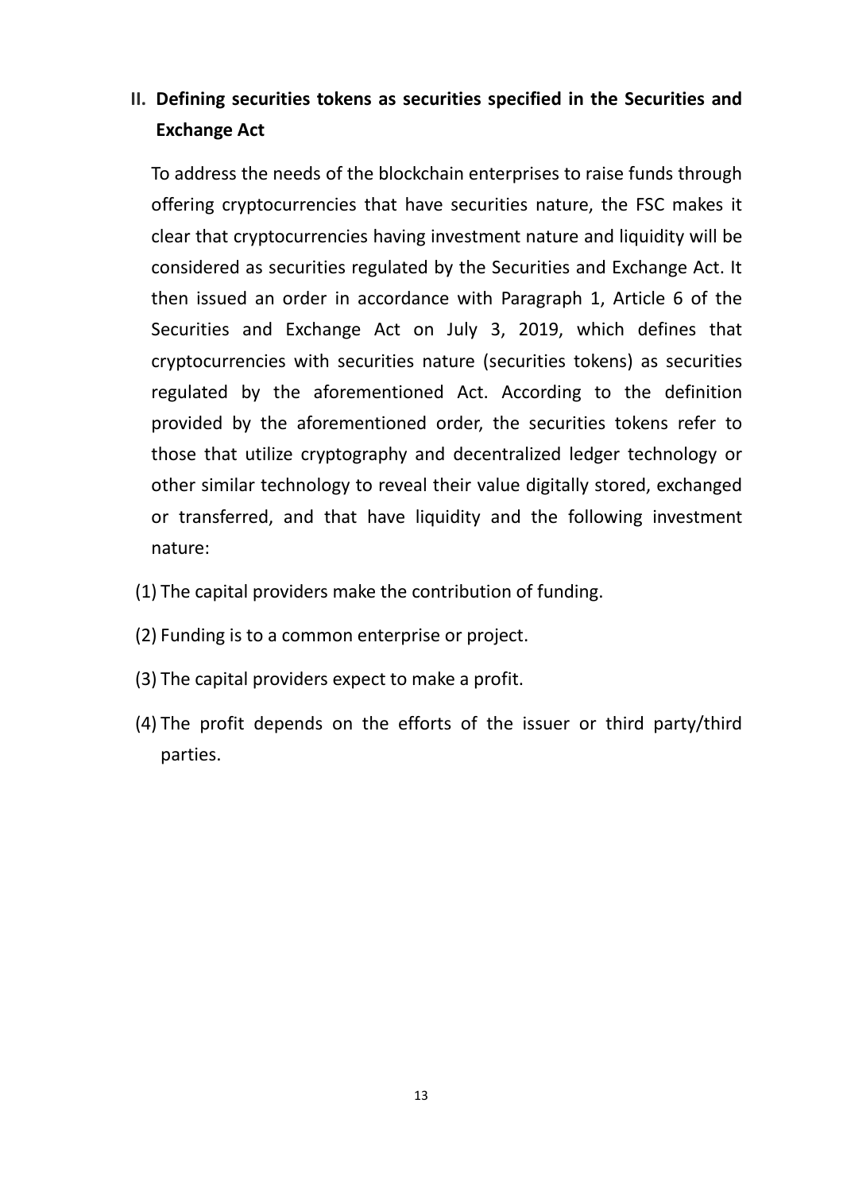## II. Defining securities tokens as securities specified in the Securities and Exchange Act

To address the needs of the blockchain enterprises to raise funds through offering cryptocurrencies that have securities nature, the FSC makes it clear that cryptocurrencies having investment nature and liquidity will be considered as securities regulated by the Securities and Exchange Act. It then issued an order in accordance with Paragraph 1, Article 6 of the Securities and Exchange Act on July 3, 2019, which defines that cryptocurrencies with securities nature (securities tokens) as securities regulated by the aforementioned Act. According to the definition provided by the aforementioned order, the securities tokens refer to those that utilize cryptography and decentralized ledger technology or other similar technology to reveal their value digitally stored, exchanged or transferred, and that have liquidity and the following investment nature:

(1) The capital providers make the contribution of funding.

(2) Funding is to a common enterprise or project.

(3) The capital providers expect to make a profit.

(4) The profit depends on the efforts of the issuer or third party/third parties.